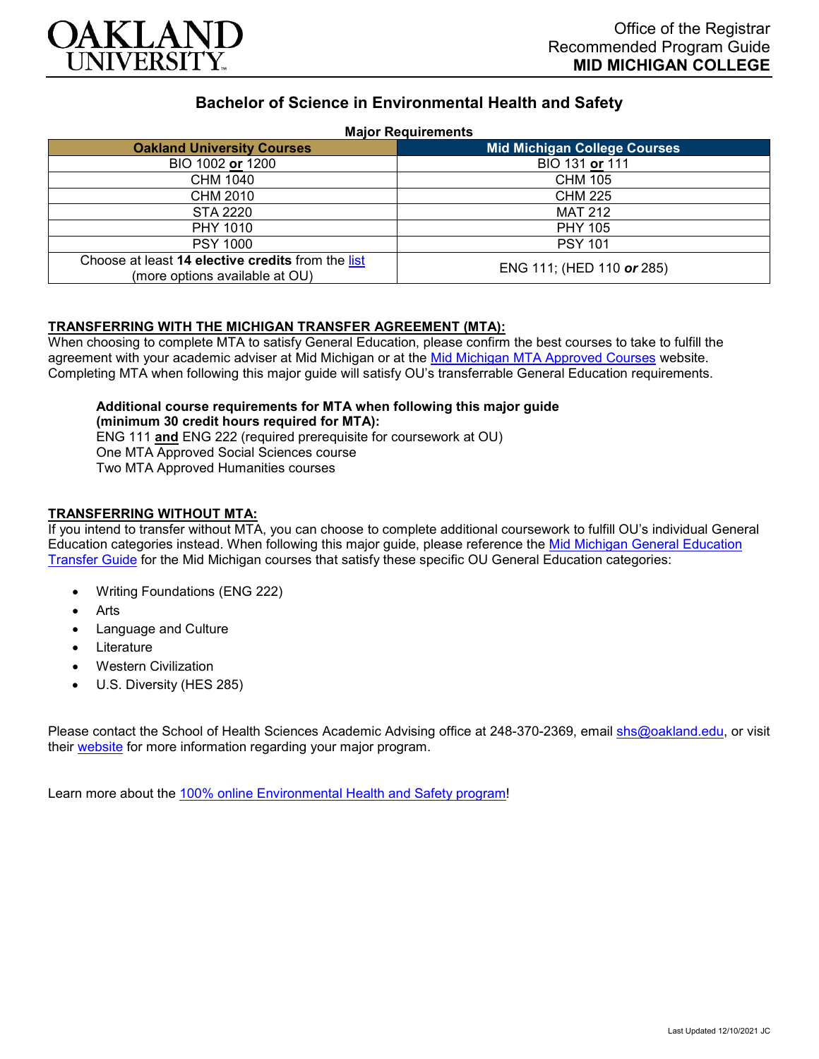OAKLAND UNIVERSITY

Office of the Registrar
Recommended Program Guide
**MID MICHIGAN COLLEGE**

# Bachelor of Science in Environmental Health and Safety

**Major Requirements**

| Oakland University Courses | Mid Michigan College Courses |
|---|---|
| BIO 1002 **or** 1200 | BIO 131 **or** 111 |
| CHM 1040 | CHM 105 |
| CHM 2010 | CHM 225 |
| STA 2220 | MAT 212 |
| PHY 1010 | PHY 105 |
| PSY 1000 | PSY 101 |
| Choose at least **14 elective credits** from the list (more options available at OU) | ENG 111; (HED 110 ***or*** 285) |

## TRANSFERRING WITH THE MICHIGAN TRANSFER AGREEMENT (MTA):

When choosing to complete MTA to satisfy General Education, please confirm the best courses to take to fulfill the agreement with your academic adviser at Mid Michigan or at the Mid Michigan MTA Approved Courses website. Completing MTA when following this major guide will satisfy OU's transferrable General Education requirements.

**Additional course requirements for MTA when following this major guide (minimum 30 credit hours required for MTA):**
ENG 111 **and** ENG 222 (required prerequisite for coursework at OU)
One MTA Approved Social Sciences course
Two MTA Approved Humanities courses

## TRANSFERRING WITHOUT MTA:

If you intend to transfer without MTA, you can choose to complete additional coursework to fulfill OU's individual General Education categories instead. When following this major guide, please reference the Mid Michigan General Education Transfer Guide for the Mid Michigan courses that satisfy these specific OU General Education categories:

- Writing Foundations (ENG 222)
- Arts
- Language and Culture
- Literature
- Western Civilization
- U.S. Diversity (HES 285)

Please contact the School of Health Sciences Academic Advising office at 248-370-2369, email shs@oakland.edu, or visit their website for more information regarding your major program.

Learn more about the 100% online Environmental Health and Safety program!

Last Updated 12/10/2021 JC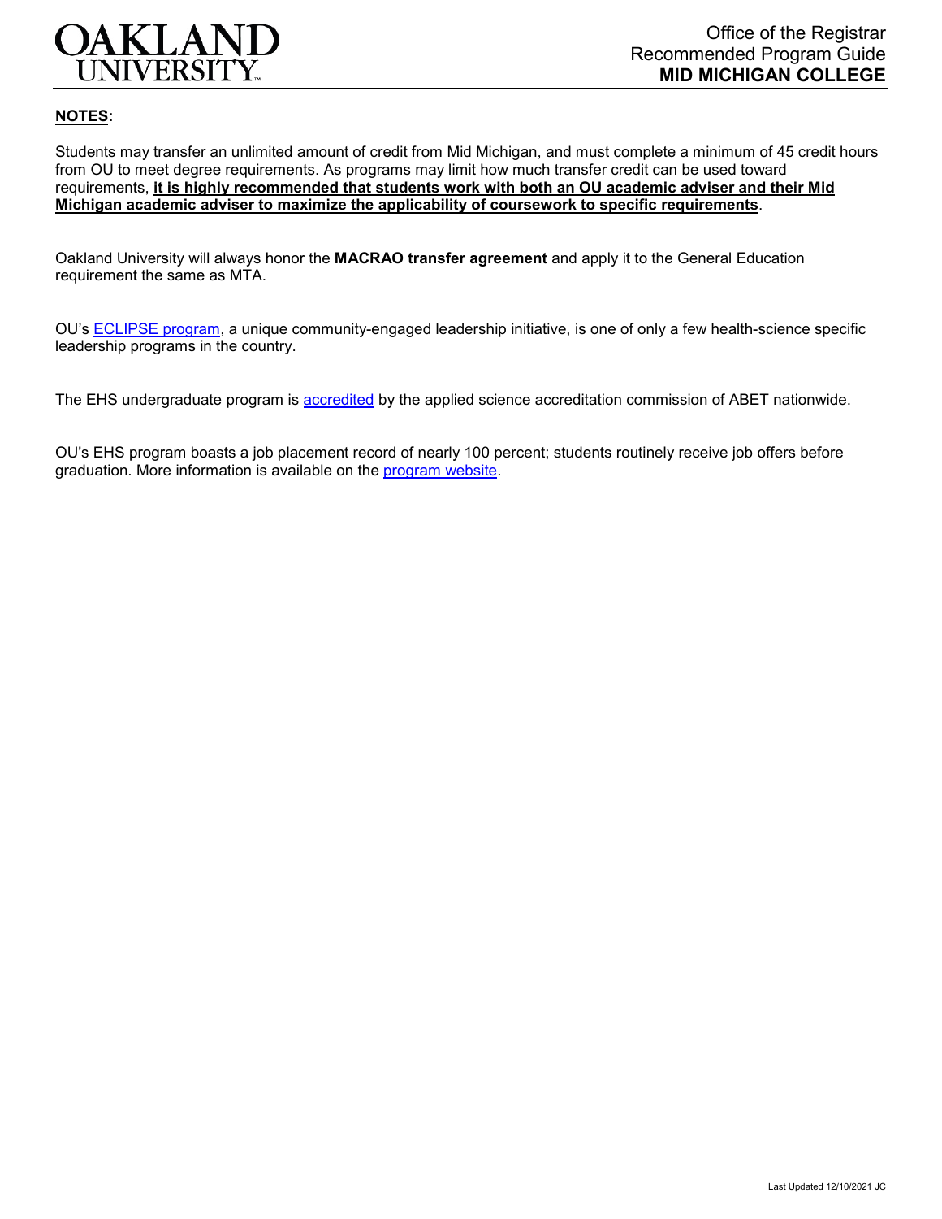**NOTES:**

Students may transfer an unlimited amount of credit from Mid Michigan, and must complete a minimum of 45 credit hours from OU to meet degree requirements. As programs may limit how much transfer credit can be used toward requirements, **it is highly recommended that students work with both an OU academic adviser and their Mid Michigan academic adviser to maximize the applicability of coursework to specific requirements**.

Oakland University will always honor the **MACRAO transfer agreement** and apply it to the General Education requirement the same as MTA.

OU's ECLIPSE program, a unique community-engaged leadership initiative, is one of only a few health-science specific leadership programs in the country.

The EHS undergraduate program is accredited by the applied science accreditation commission of ABET nationwide.

OU's EHS program boasts a job placement record of nearly 100 percent; students routinely receive job offers before graduation. More information is available on the program website.